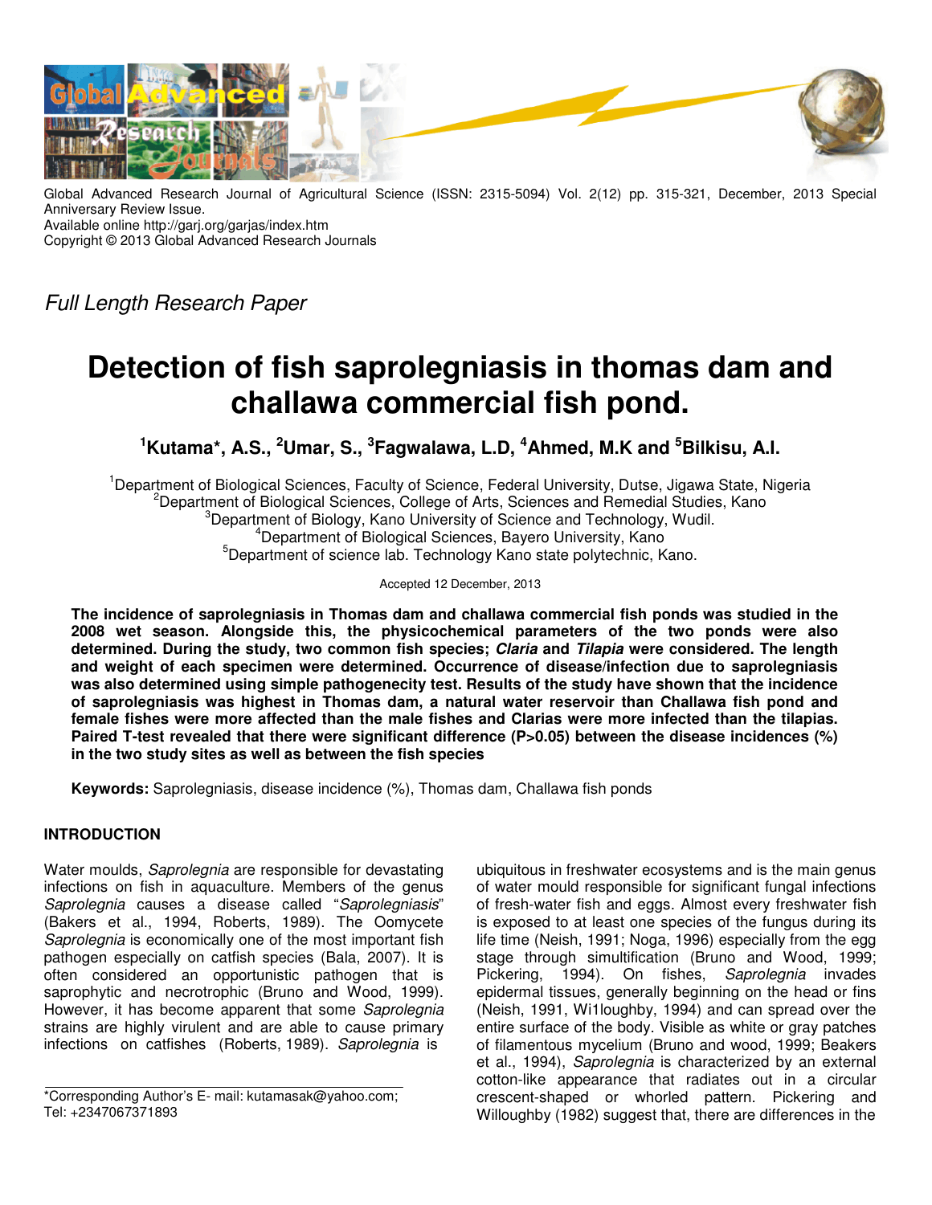Global Advanced Research Journal of Agricultural Science (ISSN: 2315-5094) Vol. 2(12) pp. 315-321, December, 2013 Special Anniversary Review Issue.
Available online http://garj.org/garjas/index.htm
Copyright © 2013 Global Advanced Research Journals

*Full Length Research Paper*

# Detection of fish saprolegniasis in thomas dam and challawa commercial fish pond.

**[1]Kutama*, A.S., [2]Umar, S., [3]Fagwalawa, L.D, [4]Ahmed, M.K and [5]Bilkisu, A.I.**

[1]Department of Biological Sciences, Faculty of Science, Federal University, Dutse, Jigawa State, Nigeria
[2]Department of Biological Sciences, College of Arts, Sciences and Remedial Studies, Kano
[3]Department of Biology, Kano University of Science and Technology, Wudil.
[4]Department of Biological Sciences, Bayero University, Kano
[5]Department of science lab. Technology Kano state polytechnic, Kano.

Accepted 12 December, 2013

**The incidence of saprolegniasis in Thomas dam and challawa commercial fish ponds was studied in the 2008 wet season. Alongside this, the physicochemical parameters of the two ponds were also determined. During the study, two common fish species; *Claria* and *Tilapia* were considered. The length and weight of each specimen were determined. Occurrence of disease/infection due to saprolegniasis was also determined using simple pathogenecity test. Results of the study have shown that the incidence of saprolegniasis was highest in Thomas dam, a natural water reservoir than Challawa fish pond and female fishes were more affected than the male fishes and Clarias were more infected than the tilapias. Paired T-test revealed that there were significant difference (P>0.05) between the disease incidences (%) in the two study sites as well as between the fish species**

**Keywords:** Saprolegniasis, disease incidence (%), Thomas dam, Challawa fish ponds

## INTRODUCTION

Water moulds, *Saprolegnia* are responsible for devastating infections on fish in aquaculture. Members of the genus *Saprolegnia* causes a disease called "*Saprolegniasis*" (Bakers et al., 1994, Roberts, 1989). The Oomycete *Saprolegnia* is economically one of the most important fish pathogen especially on catfish species (Bala, 2007). It is often considered an opportunistic pathogen that is saprophytic and necrotrophic (Bruno and Wood, 1999). However, it has become apparent that some *Saprolegnia* strains are highly virulent and are able to cause primary infections on catfishes (Roberts, 1989). *Saprolegnia* is ubiquitous in freshwater ecosystems and is the main genus of water mould responsible for significant fungal infections of fresh-water fish and eggs. Almost every freshwater fish is exposed to at least one species of the fungus during its life time (Neish, 1991; Noga, 1996) especially from the egg stage through simultification (Bruno and Wood, 1999; Pickering, 1994). On fishes, *Saprolegnia* invades epidermal tissues, generally beginning on the head or fins (Neish, 1991, Wi1loughby, 1994) and can spread over the entire surface of the body. Visible as white or gray patches of filamentous mycelium (Bruno and wood, 1999; Beakers et al., 1994), *Saprolegnia* is characterized by an external cotton-like appearance that radiates out in a circular crescent-shaped or whorled pattern. Pickering and Willoughby (1982) suggest that, there are differences in the

*Corresponding Author's E- mail: kutamasak@yahoo.com; Tel: +2347067371893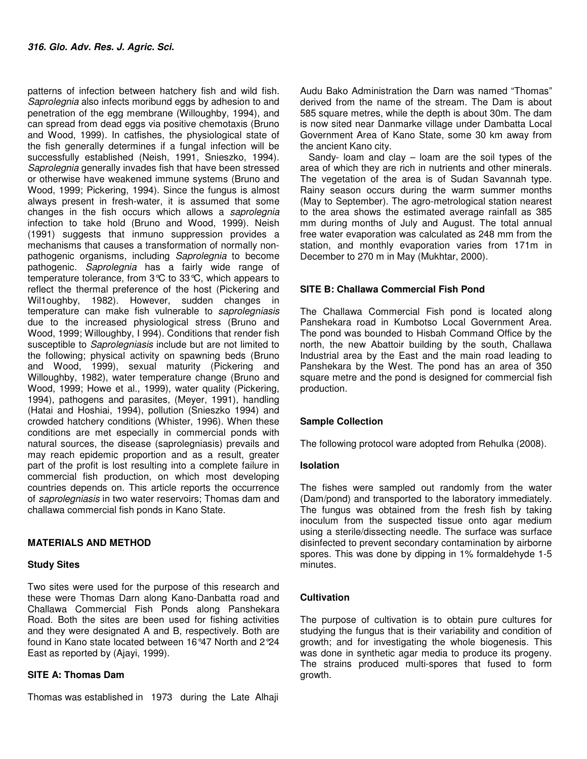patterns of infection between hatchery fish and wild fish. *Saprolegnia* also infects moribund eggs by adhesion to and penetration of the egg membrane (Willoughby, 1994), and can spread from dead eggs via positive chemotaxis (Bruno and Wood, 1999). In catfishes, the physiological state of the fish generally determines if a fungal infection will be successfully established (Neish, 1991, Snieszko, 1994). *Saprolegnia* generally invades fish that have been stressed or otherwise have weakened immune systems (Bruno and Wood, 1999; Pickering, 1994). Since the fungus is almost always present in fresh-water, it is assumed that some changes in the fish occurs which allows a *saprolegnia* infection to take hold (Bruno and Wood, 1999). Neish (1991) suggests that inmuno suppression provides a mechanisms that causes a transformation of normally non-pathogenic organisms, including *Saprolegnia* to become pathogenic. *Saprolegnia* has a fairly wide range of temperature tolerance, from 3℃ to 33℃, which appears to reflect the thermal preference of the host (Pickering and Wil1oughby, 1982). However, sudden changes in temperature can make fish vulnerable to *saprolegniasis* due to the increased physiological stress (Bruno and Wood, 1999; Willoughby, I 994). Conditions that render fish susceptible to *Saprolegniasis* include but are not limited to the following; physical activity on spawning beds (Bruno and Wood, 1999), sexual maturity (Pickering and Willoughby, 1982), water temperature change (Bruno and Wood, 1999; Howe et al., 1999), water quality (Pickering, 1994), pathogens and parasites, (Meyer, 1991), handling (Hatai and Hoshiai, 1994), pollution (Snieszko 1994) and crowded hatchery conditions (Whister, 1996). When these conditions are met especially in commercial ponds with natural sources, the disease (saprolegniasis) prevails and may reach epidemic proportion and as a result, greater part of the profit is lost resulting into a complete failure in commercial fish production, on which most developing countries depends on. This article reports the occurrence of *saprolegniasis* in two water reservoirs; Thomas dam and challawa commercial fish ponds in Kano State.

## MATERIALS AND METHOD

### Study Sites

Two sites were used for the purpose of this research and these were Thomas Darn along Kano-Danbatta road and Challawa Commercial Fish Ponds along Panshekara Road. Both the sites are been used for fishing activities and they were designated A and B, respectively. Both are found in Kano state located between 16°47 North and 2°24 East as reported by (Ajayi, 1999).

### SITE A: Thomas Dam

Thomas was established in 1973 during the Late Alhaji Audu Bako Administration the Darn was named "Thomas" derived from the name of the stream. The Dam is about 585 square metres, while the depth is about 30m. The dam is now sited near Danmarke village under Dambatta Local Government Area of Kano State, some 30 km away from the ancient Kano city.

Sandy- loam and clay – loam are the soil types of the area of which they are rich in nutrients and other minerals. The vegetation of the area is of Sudan Savannah type. Rainy season occurs during the warm summer months (May to September). The agro-metrological station nearest to the area shows the estimated average rainfall as 385 mm during months of July and August. The total annual free water evaporation was calculated as 248 mm from the station, and monthly evaporation varies from 171m in December to 270 m in May (Mukhtar, 2000).

### SITE B: Challawa Commercial Fish Pond

The Challawa Commercial Fish pond is located along Panshekara road in Kumbotso Local Government Area. The pond was bounded to Hisbah Command Office by the north, the new Abattoir building by the south, Challawa Industrial area by the East and the main road leading to Panshekara by the West. The pond has an area of 350 square metre and the pond is designed for commercial fish production.

### Sample Collection

The following protocol ware adopted from Rehulka (2008).

### Isolation

The fishes were sampled out randomly from the water (Dam/pond) and transported to the laboratory immediately. The fungus was obtained from the fresh fish by taking inoculum from the suspected tissue onto agar medium using a sterile/dissecting needle. The surface was surface disinfected to prevent secondary contamination by airborne spores. This was done by dipping in 1% formaldehyde 1-5 minutes.

### Cultivation

The purpose of cultivation is to obtain pure cultures for studying the fungus that is their variability and condition of growth; and for investigating the whole biogenesis. This was done in synthetic agar media to produce its progeny. The strains produced multi-spores that fused to form growth.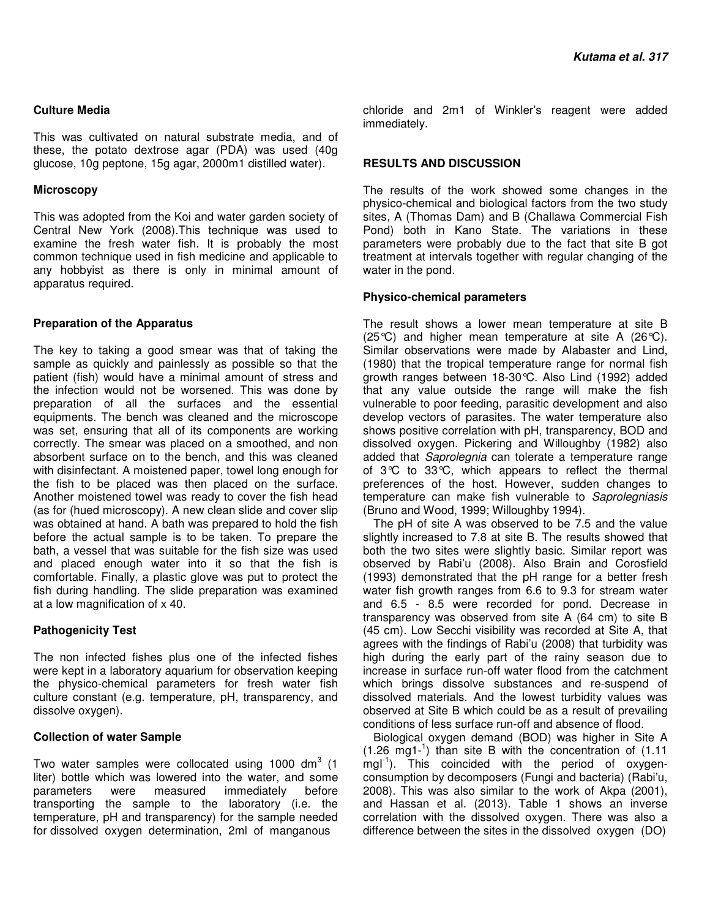### Culture Media

This was cultivated on natural substrate media, and of these, the potato dextrose agar (PDA) was used (40g glucose, 10g peptone, 15g agar, 2000m1 distilled water).

### Microscopy

This was adopted from the Koi and water garden society of Central New York (2008).This technique was used to examine the fresh water fish. It is probably the most common technique used in fish medicine and applicable to any hobbyist as there is only in minimal amount of apparatus required.

### Preparation of the Apparatus

The key to taking a good smear was that of taking the sample as quickly and painlessly as possible so that the patient (fish) would have a minimal amount of stress and the infection would not be worsened. This was done by preparation of all the surfaces and the essential equipments. The bench was cleaned and the microscope was set, ensuring that all of its components are working correctly. The smear was placed on a smoothed, and non absorbent surface on to the bench, and this was cleaned with disinfectant. A moistened paper, towel long enough for the fish to be placed was then placed on the surface. Another moistened towel was ready to cover the fish head (as for (hued microscopy). A new clean slide and cover slip was obtained at hand. A bath was prepared to hold the fish before the actual sample is to be taken. To prepare the bath, a vessel that was suitable for the fish size was used and placed enough water into it so that the fish is comfortable. Finally, a plastic glove was put to protect the fish during handling. The slide preparation was examined at a low magnification of x 40.

### Pathogenicity Test

The non infected fishes plus one of the infected fishes were kept in a laboratory aquarium for observation keeping the physico-chemical parameters for fresh water fish culture constant (e.g. temperature, pH, transparency, and dissolve oxygen).

### Collection of water Sample

Two water samples were collocated using 1000 $dm^3$ (1 liter) bottle which was lowered into the water, and some parameters were measured immediately before transporting the sample to the laboratory (i.e. the temperature, pH and transparency) for the sample needed for dissolved oxygen determination, 2ml of manganous chloride and 2m1 of Winkler's reagent were added immediately.

## RESULTS AND DISCUSSION

The results of the work showed some changes in the physico-chemical and biological factors from the two study sites, A (Thomas Dam) and B (Challawa Commercial Fish Pond) both in Kano State. The variations in these parameters were probably due to the fact that site B got treatment at intervals together with regular changing of the water in the pond.

### Physico-chemical parameters

The result shows a lower mean temperature at site B (25°C) and higher mean temperature at site A (26°C). Similar observations were made by Alabaster and Lind, (1980) that the tropical temperature range for normal fish growth ranges between 18-30°C. Also Lind (1992) added that any value outside the range will make the fish vulnerable to poor feeding, parasitic development and also develop vectors of parasites. The water temperature also shows positive correlation with pH, transparency, BOD and dissolved oxygen. Pickering and Willoughby (1982) also added that *Saprolegnia* can tolerate a temperature range of 3°C to 33°C, which appears to reflect the thermal preferences of the host. However, sudden changes to temperature can make fish vulnerable to *Saprolegniasis* (Bruno and Wood, 1999; Willoughby 1994).

The pH of site A was observed to be 7.5 and the value slightly increased to 7.8 at site B. The results showed that both the two sites were slightly basic. Similar report was observed by Rabi'u (2008). Also Brain and Corosfield (1993) demonstrated that the pH range for a better fresh water fish growth ranges from 6.6 to 9.3 for stream water and 6.5 - 8.5 were recorded for pond. Decrease in transparency was observed from site A (64 cm) to site B (45 cm). Low Secchi visibility was recorded at Site A, that agrees with the findings of Rabi'u (2008) that turbidity was high during the early part of the rainy season due to increase in surface run-off water flood from the catchment which brings dissolve substances and re-suspend of dissolved materials. And the lowest turbidity values was observed at Site B which could be as a result of prevailing conditions of less surface run-off and absence of flood.

Biological oxygen demand (BOD) was higher in Site A (1.26 $mg1^{-1}$) than site B with the concentration of (1.11 $mgl^{-1}$). This coincided with the period of oxygen-consumption by decomposers (Fungi and bacteria) (Rabi'u, 2008). This was also similar to the work of Akpa (2001), and Hassan et al. (2013). Table 1 shows an inverse correlation with the dissolved oxygen. There was also a difference between the sites in the dissolved oxygen (DO)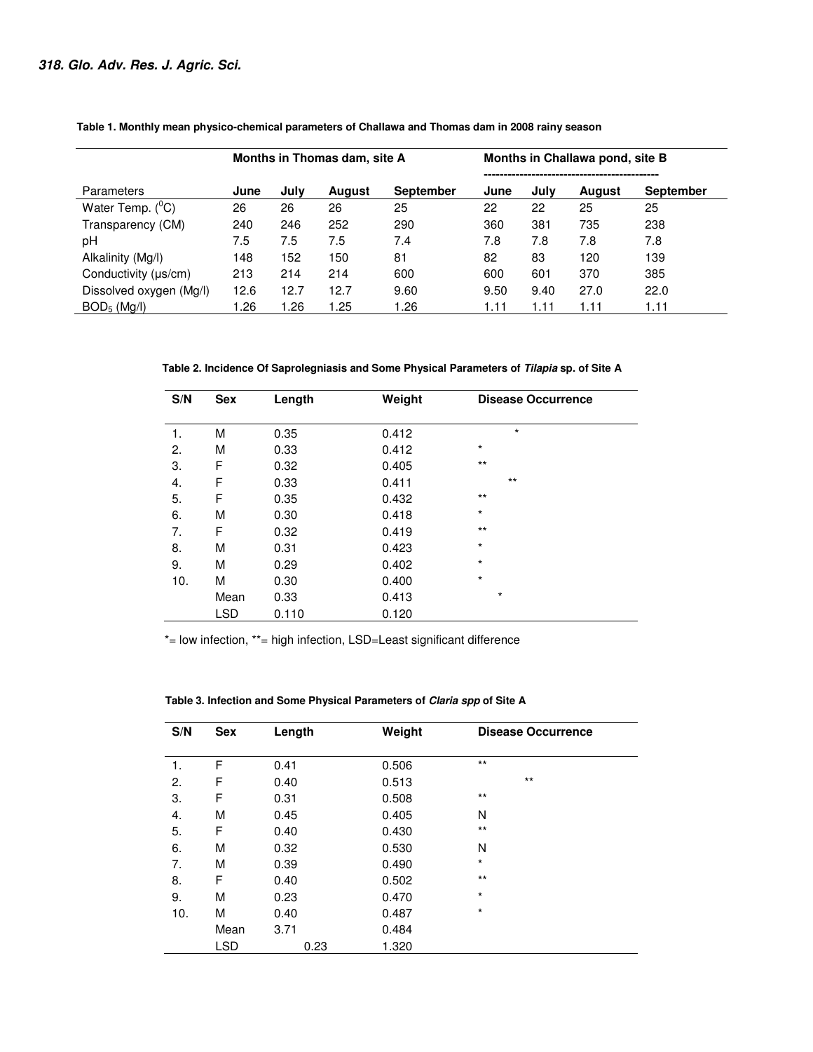**Table 1. Monthly mean physico-chemical parameters of Challawa and Thomas dam in 2008 rainy season**

| | Months in Thomas dam, site A | | | | Months in Challawa pond, site B | | | |
|---|---|---|---|---|---|---|---|---|
| Parameters | June | July | August | September | June | July | August | September |
| Water Temp. ($^0$C) | 26 | 26 | 26 | 25 | 22 | 22 | 25 | 25 |
| Transparency (CM) | 240 | 246 | 252 | 290 | 360 | 381 | 735 | 238 |
| pH | 7.5 | 7.5 | 7.5 | 7.4 | 7.8 | 7.8 | 7.8 | 7.8 |
| Alkalinity (Mg/l) | 148 | 152 | 150 | 81 | 82 | 83 | 120 | 139 |
| Conductivity (µs/cm) | 213 | 214 | 214 | 600 | 600 | 601 | 370 | 385 |
| Dissolved oxygen (Mg/l) | 12.6 | 12.7 | 12.7 | 9.60 | 9.50 | 9.40 | 27.0 | 22.0 |
| $BOD_5$ (Mg/l) | 1.26 | 1.26 | 1.25 | 1.26 | 1.11 | 1.11 | 1.11 | 1.11 |

**Table 2. Incidence Of Saprolegniasis and Some Physical Parameters of *Tilapia* sp. of Site A**

| S/N | Sex | Length | Weight | Disease Occurrence |
|---|---|---|---|---|
| 1. | M | 0.35 | 0.412 | * |
| 2. | M | 0.33 | 0.412 | * |
| 3. | F | 0.32 | 0.405 | ** |
| 4. | F | 0.33 | 0.411 | ** |
| 5. | F | 0.35 | 0.432 | ** |
| 6. | M | 0.30 | 0.418 | * |
| 7. | F | 0.32 | 0.419 | ** |
| 8. | M | 0.31 | 0.423 | * |
| 9. | M | 0.29 | 0.402 | * |
| 10. | M | 0.30 | 0.400 | * |
| | Mean | 0.33 | 0.413 | * |
| | LSD | 0.110 | 0.120 | |

*= low infection, **= high infection, LSD=Least significant difference

**Table 3. Infection and Some Physical Parameters of *Claria spp* of Site A**

| S/N | Sex | Length | Weight | Disease Occurrence |
|---|---|---|---|---|
| 1. | F | 0.41 | 0.506 | ** |
| 2. | F | 0.40 | 0.513 | ** |
| 3. | F | 0.31 | 0.508 | ** |
| 4. | M | 0.45 | 0.405 | N |
| 5. | F | 0.40 | 0.430 | ** |
| 6. | M | 0.32 | 0.530 | N |
| 7. | M | 0.39 | 0.490 | * |
| 8. | F | 0.40 | 0.502 | ** |
| 9. | M | 0.23 | 0.470 | * |
| 10. | M | 0.40 | 0.487 | * |
| | Mean | 3.71 | 0.484 | |
| | LSD | 0.23 | 1.320 | |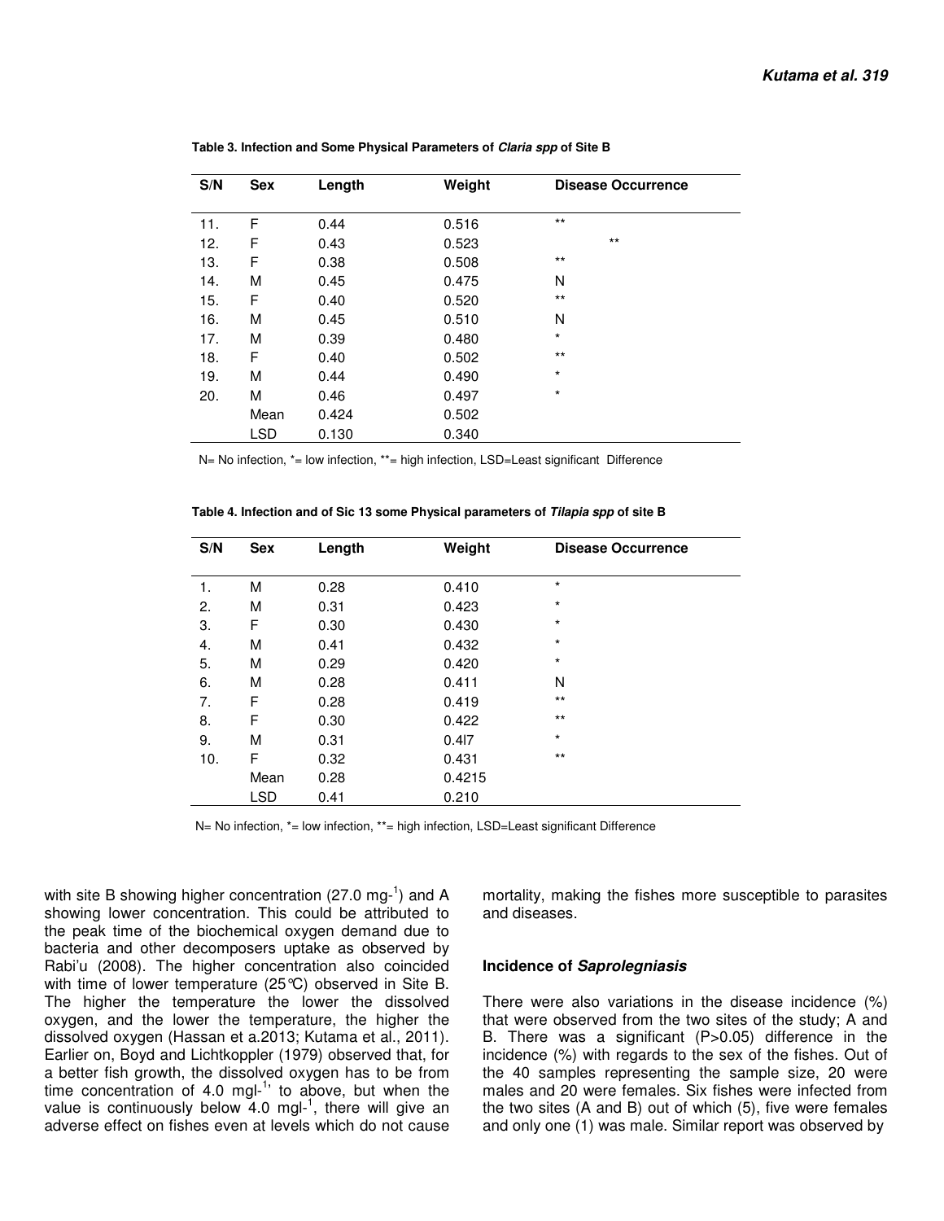**Table 3. Infection and Some Physical Parameters of *Claria spp* of Site B**

| S/N | Sex | Length | Weight | Disease Occurrence |
|---|---|---|---|---|
| 11. | F | 0.44 | 0.516 | ** |
| 12. | F | 0.43 | 0.523 | ** |
| 13. | F | 0.38 | 0.508 | ** |
| 14. | M | 0.45 | 0.475 | N |
| 15. | F | 0.40 | 0.520 | ** |
| 16. | M | 0.45 | 0.510 | N |
| 17. | M | 0.39 | 0.480 | * |
| 18. | F | 0.40 | 0.502 | ** |
| 19. | M | 0.44 | 0.490 | * |
| 20. | M | 0.46 | 0.497 | * |
| | Mean | 0.424 | 0.502 | |
| | LSD | 0.130 | 0.340 | |

N= No infection, *= low infection, **= high infection, LSD=Least significant Difference

**Table 4. Infection and of Sic 13 some Physical parameters of *Tilapia spp* of site B**

| S/N | Sex | Length | Weight | Disease Occurrence |
|---|---|---|---|---|
| 1. | M | 0.28 | 0.410 | * |
| 2. | M | 0.31 | 0.423 | * |
| 3. | F | 0.30 | 0.430 | * |
| 4. | M | 0.41 | 0.432 | * |
| 5. | M | 0.29 | 0.420 | * |
| 6. | M | 0.28 | 0.411 | N |
| 7. | F | 0.28 | 0.419 | ** |
| 8. | F | 0.30 | 0.422 | ** |
| 9. | M | 0.31 | 0.4l7 | * |
| 10. | F | 0.32 | 0.431 | ** |
| | Mean | 0.28 | 0.4215 | |
| | LSD | 0.41 | 0.210 | |

N= No infection, *= low infection, **= high infection, LSD=Least significant Difference

with site B showing higher concentration (27.0 $mg^{-1}$) and A showing lower concentration. This could be attributed to the peak time of the biochemical oxygen demand due to bacteria and other decomposers uptake as observed by Rabi'u (2008). The higher concentration also coincided with time of lower temperature (25℃) observed in Site B. The higher the temperature the lower the dissolved oxygen, and the lower the temperature, the higher the dissolved oxygen (Hassan et a.2013; Kutama et al., 2011). Earlier on, Boyd and Lichtkoppler (1979) observed that, for a better fish growth, the dissolved oxygen has to be from time concentration of 4.0 $mgl^{-1}$' to above, but when the value is continuously below 4.0 $mgl^{-1}$, there will give an adverse effect on fishes even at levels which do not cause mortality, making the fishes more susceptible to parasites and diseases.

### Incidence of *Saprolegniasis*

There were also variations in the disease incidence (%) that were observed from the two sites of the study; A and B. There was a significant ($P>0.05$) difference in the incidence (%) with regards to the sex of the fishes. Out of the 40 samples representing the sample size, 20 were males and 20 were females. Six fishes were infected from the two sites (A and B) out of which (5), five were females and only one (1) was male. Similar report was observed by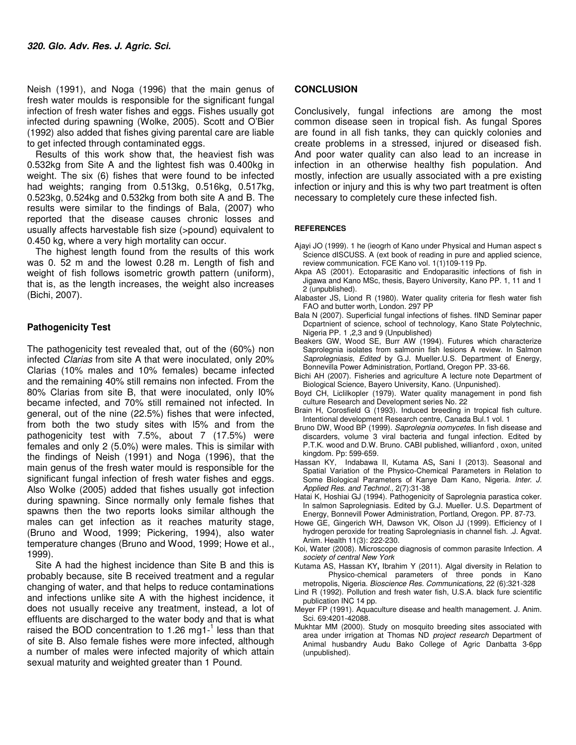Neish (1991), and Noga (1996) that the main genus of fresh water moulds is responsible for the significant fungal infection of fresh water fishes and eggs. Fishes usually got infected during spawning (Wolke, 2005). Scott and O'Bier (1992) also added that fishes giving parental care are liable to get infected through contaminated eggs.

Results of this work show that, the heaviest fish was 0.532kg from Site A and the lightest fish was 0.400kg in weight. The six (6) fishes that were found to be infected had weights; ranging from 0.513kg, 0.516kg, 0.517kg, 0.523kg, 0.524kg and 0.532kg from both site A and B. The results were similar to the findings of Bala, (2007) who reported that the disease causes chronic losses and usually affects harvestable fish size (>pound) equivalent to 0.450 kg, where a very high mortality can occur.

The highest length found from the results of this work was 0. 52 m and the lowest 0.28 m. Length of fish and weight of fish follows isometric growth pattern (uniform), that is, as the length increases, the weight also increases (Bichi, 2007).

### Pathogenicity Test

The pathogenicity test revealed that, out of the (60%) non infected *Clarias* from site A that were inoculated, only 20% Clarias (10% males and 10% females) became infected and the remaining 40% still remains non infected. From the 80% Clarias from site B, that were inoculated, only I0% became infected, and 70% still remained not infected. In general, out of the nine (22.5%) fishes that were infected, from both the two study sites with I5% and from the pathogenicity test with 7.5%, about 7 (17.5%) were females and only 2 (5.0%) were males. This is similar with the findings of Neish (1991) and Noga (1996), that the main genus of the fresh water mould is responsible for the significant fungal infection of fresh water fishes and eggs. Also Wolke (2005) added that fishes usually got infection during spawning. Since normally only female fishes that spawns then the two reports looks similar although the males can get infection as it reaches maturity stage, (Bruno and Wood, 1999; Pickering, 1994), also water temperature changes (Bruno and Wood, 1999; Howe et al., 1999).

Site A had the highest incidence than Site B and this is probably because, site B received treatment and a regular changing of water, and that helps to reduce contaminations and infections unlike site A with the highest incidence, it does not usually receive any treatment, instead, a lot of effluents are discharged to the water body and that is what raised the BOD concentration to 1.26 $mg1^{-1}$ less than that of site B. Also female fishes were more infected, although a number of males were infected majority of which attain sexual maturity and weighted greater than 1 Pound.

## CONCLUSION

Conclusively, fungal infections are among the most common disease seen in tropical fish. As fungal Spores are found in all fish tanks, they can quickly colonies and create problems in a stressed, injured or diseased fish. And poor water quality can also lead to an increase in infection in an otherwise healthy fish population. And mostly, infection are usually associated with a pre existing infection or injury and this is why two part treatment is often necessary to completely cure these infected fish.

## REFERENCES

Ajayi JO (1999). 1 he (ieogrh of Kano under Physical and Human aspect s Science dISCUSS. A (ext book of reading in pure and applied science, review communication. FCE Kano vol. 1(1)109-119 Pp.

Akpa AS (2001). Ectoparasitic and Endoparasitic infections of fish in Jigawa and Kano MSc, thesis, Bayero University, Kano PP. 1, 11 and 1 2 (unpublished).

Alabaster JS, Liond R (1980). Water quality criteria for flesh water fish FAO and butter worth, London. 297 PP

Bala N (2007). Superficial fungal infections of fishes. fIND Seminar paper Dcpartnient of science, school of technology, Kano State Polytechnic, Nigeria PP. 1 ,2,3 and 9 (Unpublished)

Beakers GW, Wood SE, Burr AW (1994). Futures which characterize Saprolegnia isolates from salmonin fish lesions A review. In Salmon *Saprolegniasis*, *Edited* by G.J. Mueller.U.S. Department of Energy, Bonnevilla Power Administration, Portland, Oregon PP. 33-66.

Bichi AH (2007). Fisheries and agriculture A lecture note Department of Biological Science, Bayero University, Kano. (Unpunished).

Boyd CH, Liclilkopler (1979). Water quality management in pond fish culture Research and Development series No. 22

Brain H, Corosfield G (1993). Induced breeding in tropical fish culture. Intentional development Research centre, Canada Bul.1 vol. 1

Bruno DW, Wood BP (1999). *Saprolegnia oomycetes*. In fish disease and discarders, volume 3 viral bacteria and fungal infection. Edited by P.T.K. wood and D.W. Bruno. CABI published, willianford , oxon, united kingdom. Pp: 599-659.

Hassan KY, Indabawa II, Kutama AS**,** Sani I (2013). Seasonal and Spatial Variation of the Physico-Chemical Parameters in Relation to Some Biological Parameters of Kanye Dam Kano, Nigeria. *Inter. J. Applied Res. and Technol.,* 2(7):31-38

Hatai K, Hoshiai GJ (1994). Pathogenicity of Saprolegnia parastica coker. In salmon Saprolegniasis. Edited by G.J. Mueller. U.S. Department of Energy, Bonnevill Power Administration, Portland, Oregon. PP. 87-73.

Howe GE, Gingerich WH, Dawson VK, Olson JJ (1999). Efficiency of I hydrogen peroxide for treating Saprolegniasis in channel fish. .J. Agvat. Anim. Health 11(3): 222-230.

Koi, Water (2008). Microscope diagnosis of common parasite Infection. *A society of central New York*

Kutama AS, Hassan KY**,** Ibrahim Y (2011). Algal diversity in Relation to Physico-chemical parameters of three ponds in Kano metropolis, Nigeria. *Bioscience Res. Communications*, 22 (6):321-328

Lind R (1992). Pollution and fresh water fish, U.S.A. black fure scientific publication INC 14 pp.

Meyer FP (1991). Aquaculture disease and health management. J. Anim. Sci. 69:4201-42088.

Mukhtar MM (2000). Study on mosquito breeding sites associated with area under irrigation at Thomas ND *project research* Department of Animal husbandry Audu Bako College of Agric Danbatta 3-6pp (unpublished).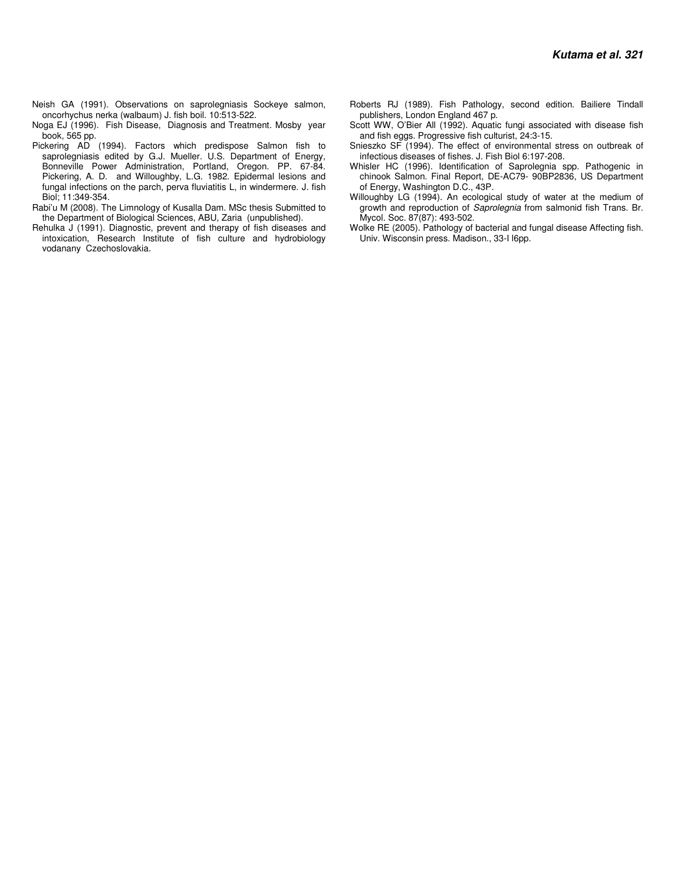Neish GA (1991). Observations on saprolegniasis Sockeye salmon, oncorhychus nerka (walbaum) J. fish boil. 10:513-522.

Noga EJ (1996). Fish Disease, Diagnosis and Treatment. Mosby year book, 565 pp.

Pickering AD (1994). Factors which predispose Salmon fish to saprolegniasis edited by G.J. Mueller. U.S. Department of Energy, Bonneville Power Administration, Portland, Oregon. PP. 67-84. Pickering, A. D. and Willoughby, L.G. 1982. Epidermal lesions and fungal infections on the parch, perva fluviatitis L, in windermere. J. fish Biol; 11:349-354.

Rabi'u M (2008). The Limnology of Kusalla Dam. MSc thesis Submitted to the Department of Biological Sciences, ABU, Zaria (unpublished).

Rehulka J (1991). Diagnostic, prevent and therapy of fish diseases and intoxication, Research Institute of fish culture and hydrobiology vodanany Czechoslovakia.

Roberts RJ (1989). Fish Pathology, second edition. Bailiere Tindall publishers, London England 467 p.

Scott WW, O'Bier All (1992). Aquatic fungi associated with disease fish and fish eggs. Progressive fish culturist, 24:3-15.

Snieszko SF (1994). The effect of environmental stress on outbreak of infectious diseases of fishes. J. Fish Biol 6:197-208.

Whisler HC (1996). Identification of Saprolegnia spp. Pathogenic in chinook Salmon. Final Report, DE-AC79- 90BP2836, US Department of Energy, Washington D.C., 43P.

Willoughby LG (1994). An ecological study of water at the medium of growth and reproduction of *Saprolegnia* from salmonid fish Trans. Br. Mycol. Soc. 87(87): 493-502.

Wolke RE (2005). Pathology of bacterial and fungal disease Affecting fish. Univ. Wisconsin press. Madison., 33-l l6pp.